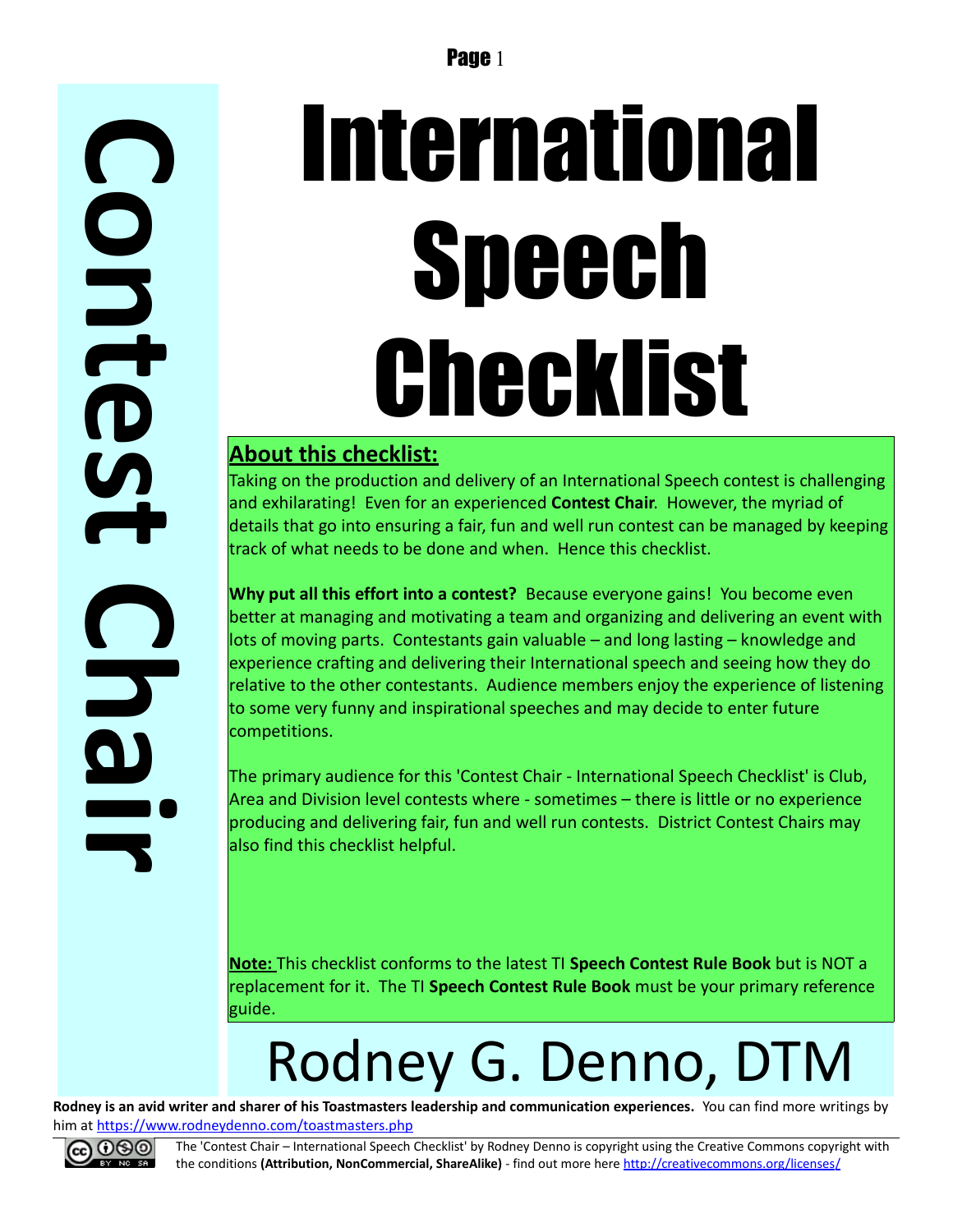Contest Chair

# International Speech Checklist

## About this checklist:

Taking on the production and delivery of an International Speech contest is challenging and exhilarating! Even for an experienced **Contest Chair**. However, the myriad of details that go into ensuring a fair, fun and well run contest can be managed by keeping track of what needs to be done and when. Hence this checklist.

**Why put all this effort into a contest?** Because everyone gains! You become even better at managing and motivating a team and organizing and delivering an event with lots of moving parts. Contestants gain valuable – and long lasting – knowledge and experience crafting and delivering their International speech and seeing how they do relative to the other contestants. Audience members enjoy the experience of listening to some very funny and inspirational speeches and may decide to enter future competitions.

The primary audience for this 'Contest Chair - International Speech Checklist' is Club, Area and Division level contests where - sometimes – there is little or no experience producing and delivering fair, fun and well run contests. District Contest Chairs may also find this checklist helpful.

**Note:** This checklist conforms to the latest TI **Speech Contest Rule Book** but is NOT a replacement for it. The TI **Speech Contest Rule Book** must be your primary reference guide.

# Rodney G. Denno, DTM

**Rodney is an avid writer and sharer of his Toastmasters leadership and communication experiences.** You can find more writings by him at https://www.rodneydenno.com/toastmasters.php

The 'Contest Chair – International Speech Checklist' by Rodney Denno is copyright using the Creative Commons copyright with the conditions **(Attribution, NonCommercial, ShareAlike)** - find out more here http://creativecommons.org/licenses/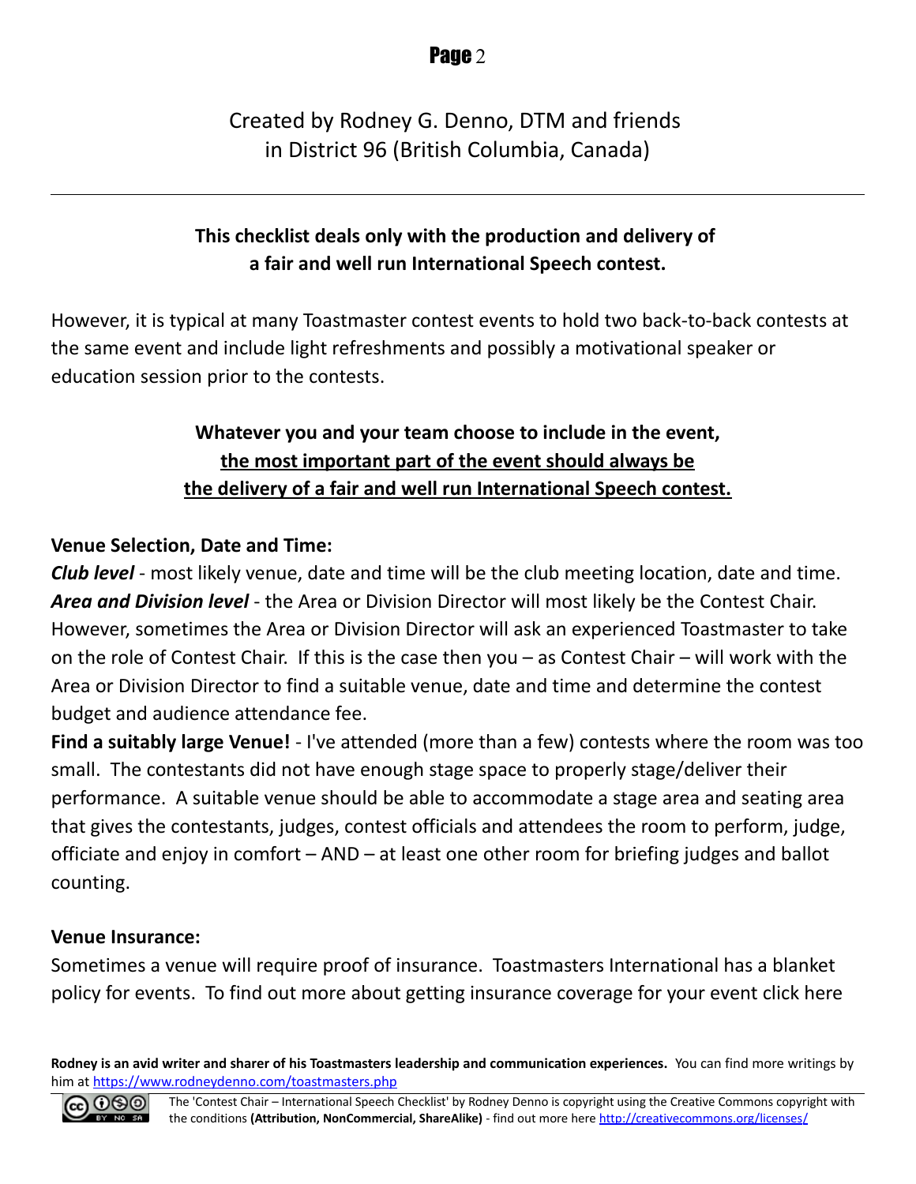Created by Rodney G. Denno, DTM and friends
in District 96 (British Columbia, Canada)

---

**This checklist deals only with the production and delivery of a fair and well run International Speech contest.**

However, it is typical at many Toastmaster contest events to hold two back-to-back contests at the same event and include light refreshments and possibly a motivational speaker or education session prior to the contests.

**Whatever you and your team choose to include in the event, <u>the most important part of the event should always be the delivery of a fair and well run International Speech contest.</u>**

**Venue Selection, Date and Time:**

***Club level*** - most likely venue, date and time will be the club meeting location, date and time.

***Area and Division level*** - the Area or Division Director will most likely be the Contest Chair. However, sometimes the Area or Division Director will ask an experienced Toastmaster to take on the role of Contest Chair. If this is the case then you – as Contest Chair – will work with the Area or Division Director to find a suitable venue, date and time and determine the contest budget and audience attendance fee.

**Find a suitably large Venue!** - I've attended (more than a few) contests where the room was too small. The contestants did not have enough stage space to properly stage/deliver their performance. A suitable venue should be able to accommodate a stage area and seating area that gives the contestants, judges, contest officials and attendees the room to perform, judge, officiate and enjoy in comfort – AND – at least one other room for briefing judges and ballot counting.

**Venue Insurance:**

Sometimes a venue will require proof of insurance. Toastmasters International has a blanket policy for events. To find out more about getting insurance coverage for your event click here

**Rodney is an avid writer and sharer of his Toastmasters leadership and communication experiences.** You can find more writings by him at https://www.rodneydenno.com/toastmasters.php

The 'Contest Chair – International Speech Checklist' by Rodney Denno is copyright using the Creative Commons copyright with the conditions **(Attribution, NonCommercial, ShareAlike)** - find out more here http://creativecommons.org/licenses/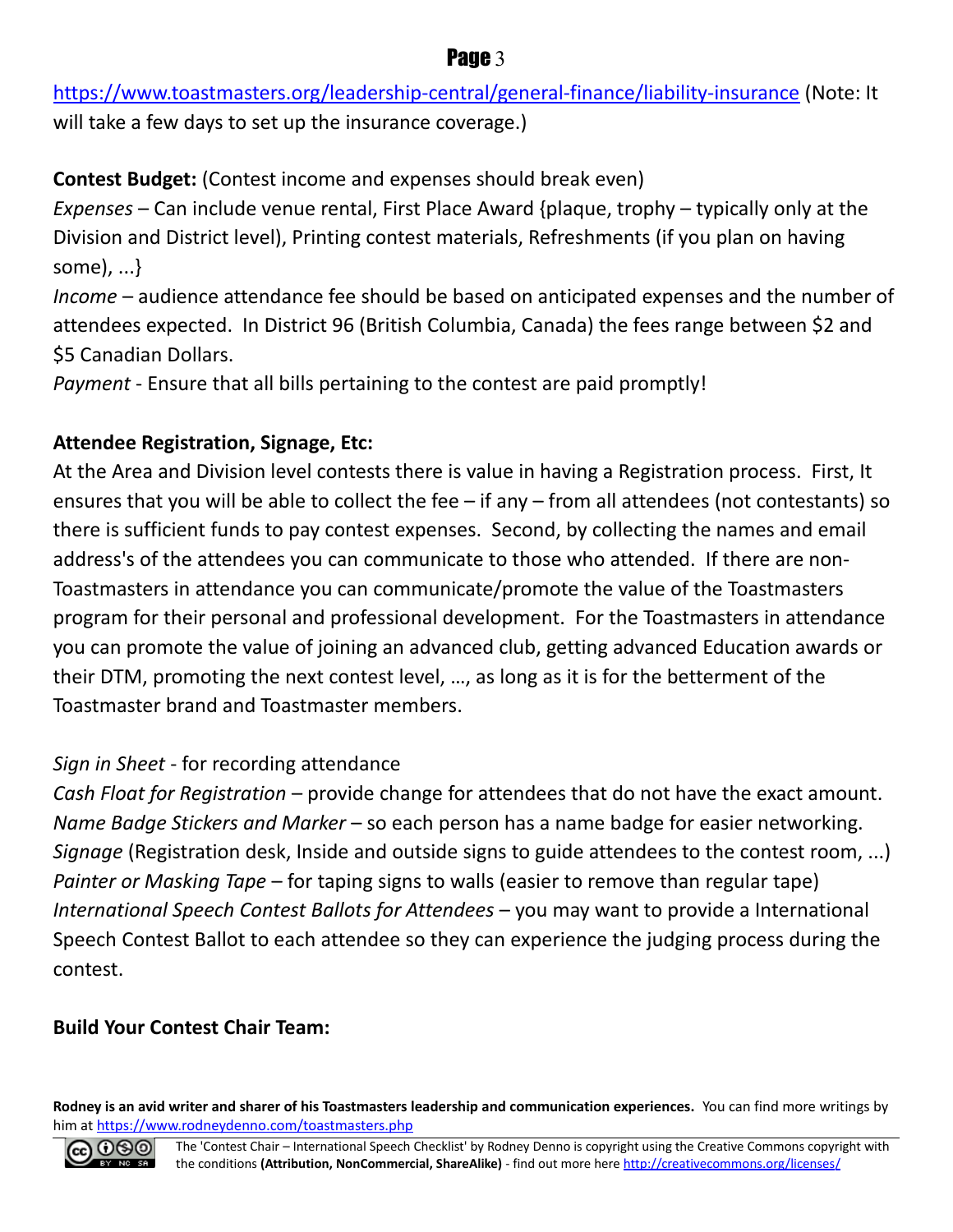https://www.toastmasters.org/leadership-central/general-finance/liability-insurance (Note: It will take a few days to set up the insurance coverage.)

**Contest Budget:** (Contest income and expenses should break even)
*Expenses* – Can include venue rental, First Place Award {plaque, trophy – typically only at the Division and District level), Printing contest materials, Refreshments (if you plan on having some), ...}
*Income* – audience attendance fee should be based on anticipated expenses and the number of attendees expected. In District 96 (British Columbia, Canada) the fees range between $2 and $5 Canadian Dollars.
*Payment* - Ensure that all bills pertaining to the contest are paid promptly!

**Attendee Registration, Signage, Etc:**
At the Area and Division level contests there is value in having a Registration process. First, It ensures that you will be able to collect the fee – if any – from all attendees (not contestants) so there is sufficient funds to pay contest expenses. Second, by collecting the names and email address's of the attendees you can communicate to those who attended. If there are non-Toastmasters in attendance you can communicate/promote the value of the Toastmasters program for their personal and professional development. For the Toastmasters in attendance you can promote the value of joining an advanced club, getting advanced Education awards or their DTM, promoting the next contest level, …, as long as it is for the betterment of the Toastmaster brand and Toastmaster members.

*Sign in Sheet* - for recording attendance
*Cash Float for Registration* – provide change for attendees that do not have the exact amount.
*Name Badge Stickers and Marker* – so each person has a name badge for easier networking.
*Signage* (Registration desk, Inside and outside signs to guide attendees to the contest room, ...)
*Painter or Masking Tape* – for taping signs to walls (easier to remove than regular tape)
*International Speech Contest Ballots for Attendees* – you may want to provide a International Speech Contest Ballot to each attendee so they can experience the judging process during the contest.

**Build Your Contest Chair Team:**

**Rodney is an avid writer and sharer of his Toastmasters leadership and communication experiences.** You can find more writings by him at https://www.rodneydenno.com/toastmasters.php

The 'Contest Chair – International Speech Checklist' by Rodney Denno is copyright using the Creative Commons copyright with the conditions **(Attribution, NonCommercial, ShareAlike)** - find out more here http://creativecommons.org/licenses/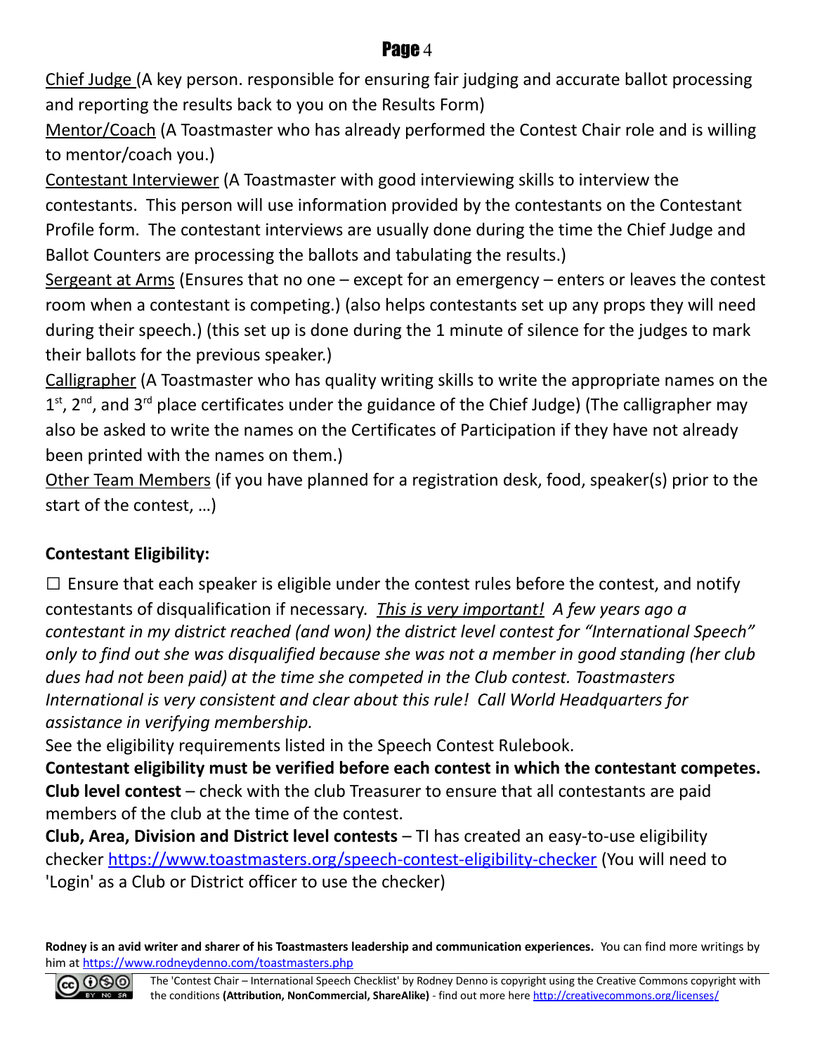Chief Judge (A key person. responsible for ensuring fair judging and accurate ballot processing and reporting the results back to you on the Results Form)

Mentor/Coach (A Toastmaster who has already performed the Contest Chair role and is willing to mentor/coach you.)

Contestant Interviewer (A Toastmaster with good interviewing skills to interview the contestants. This person will use information provided by the contestants on the Contestant Profile form. The contestant interviews are usually done during the time the Chief Judge and Ballot Counters are processing the ballots and tabulating the results.)

Sergeant at Arms (Ensures that no one – except for an emergency – enters or leaves the contest room when a contestant is competing.) (also helps contestants set up any props they will need during their speech.) (this set up is done during the 1 minute of silence for the judges to mark their ballots for the previous speaker.)

Calligrapher (A Toastmaster who has quality writing skills to write the appropriate names on the 1st, 2nd, and 3rd place certificates under the guidance of the Chief Judge) (The calligrapher may also be asked to write the names on the Certificates of Participation if they have not already been printed with the names on them.)

Other Team Members (if you have planned for a registration desk, food, speaker(s) prior to the start of the contest, …)

**Contestant Eligibility:**

☐ Ensure that each speaker is eligible under the contest rules before the contest, and notify contestants of disqualification if necessary. *This is very important! A few years ago a contestant in my district reached (and won) the district level contest for "International Speech" only to find out she was disqualified because she was not a member in good standing (her club dues had not been paid) at the time she competed in the Club contest. Toastmasters International is very consistent and clear about this rule! Call World Headquarters for assistance in verifying membership.*

See the eligibility requirements listed in the Speech Contest Rulebook.

**Contestant eligibility must be verified before each contest in which the contestant competes.**

**Club level contest** – check with the club Treasurer to ensure that all contestants are paid members of the club at the time of the contest.

**Club, Area, Division and District level contests** – TI has created an easy-to-use eligibility checker https://www.toastmasters.org/speech-contest-eligibility-checker (You will need to 'Login' as a Club or District officer to use the checker)

**Rodney is an avid writer and sharer of his Toastmasters leadership and communication experiences.** You can find more writings by him at https://www.rodneydenno.com/toastmasters.php

The 'Contest Chair – International Speech Checklist' by Rodney Denno is copyright using the Creative Commons copyright with the conditions **(Attribution, NonCommercial, ShareAlike)** - find out more here http://creativecommons.org/licenses/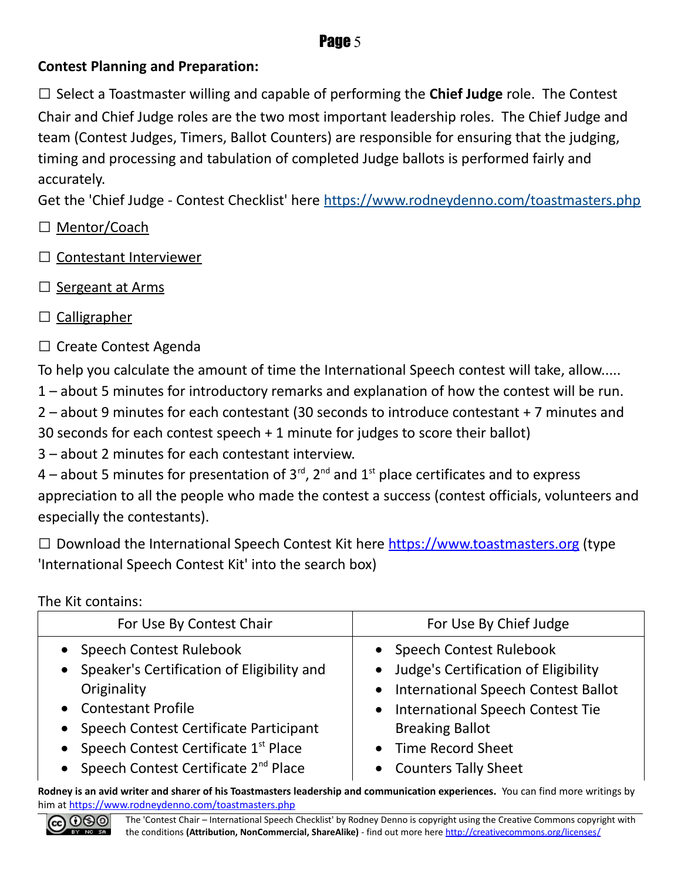**Contest Planning and Preparation:**

☐ Select a Toastmaster willing and capable of performing the **Chief Judge** role. The Contest Chair and Chief Judge roles are the two most important leadership roles. The Chief Judge and team (Contest Judges, Timers, Ballot Counters) are responsible for ensuring that the judging, timing and processing and tabulation of completed Judge ballots is performed fairly and accurately.
Get the 'Chief Judge - Contest Checklist' here https://www.rodneydenno.com/toastmasters.php

☐ Mentor/Coach

☐ Contestant Interviewer

☐ Sergeant at Arms

☐ Calligrapher

☐ Create Contest Agenda

To help you calculate the amount of time the International Speech contest will take, allow.....
1 – about 5 minutes for introductory remarks and explanation of how the contest will be run.
2 – about 9 minutes for each contestant (30 seconds to introduce contestant + 7 minutes and 30 seconds for each contest speech + 1 minute for judges to score their ballot)
3 – about 2 minutes for each contestant interview.
4 – about 5 minutes for presentation of 3rd, 2nd and 1st place certificates and to express appreciation to all the people who made the contest a success (contest officials, volunteers and especially the contestants).

☐ Download the International Speech Contest Kit here https://www.toastmasters.org (type 'International Speech Contest Kit' into the search box)

The Kit contains:

| For Use By Contest Chair | For Use By Chief Judge |
|---|---|
| • Speech Contest Rulebook<br>• Speaker's Certification of Eligibility and Originality<br>• Contestant Profile<br>• Speech Contest Certificate Participant<br>• Speech Contest Certificate 1st Place<br>• Speech Contest Certificate 2nd Place | • Speech Contest Rulebook<br>• Judge's Certification of Eligibility<br>• International Speech Contest Ballot<br>• International Speech Contest Tie Breaking Ballot<br>• Time Record Sheet<br>• Counters Tally Sheet |

**Rodney is an avid writer and sharer of his Toastmasters leadership and communication experiences.** You can find more writings by him at https://www.rodneydenno.com/toastmasters.php

The 'Contest Chair – International Speech Checklist' by Rodney Denno is copyright using the Creative Commons copyright with the conditions **(Attribution, NonCommercial, ShareAlike)** - find out more here http://creativecommons.org/licenses/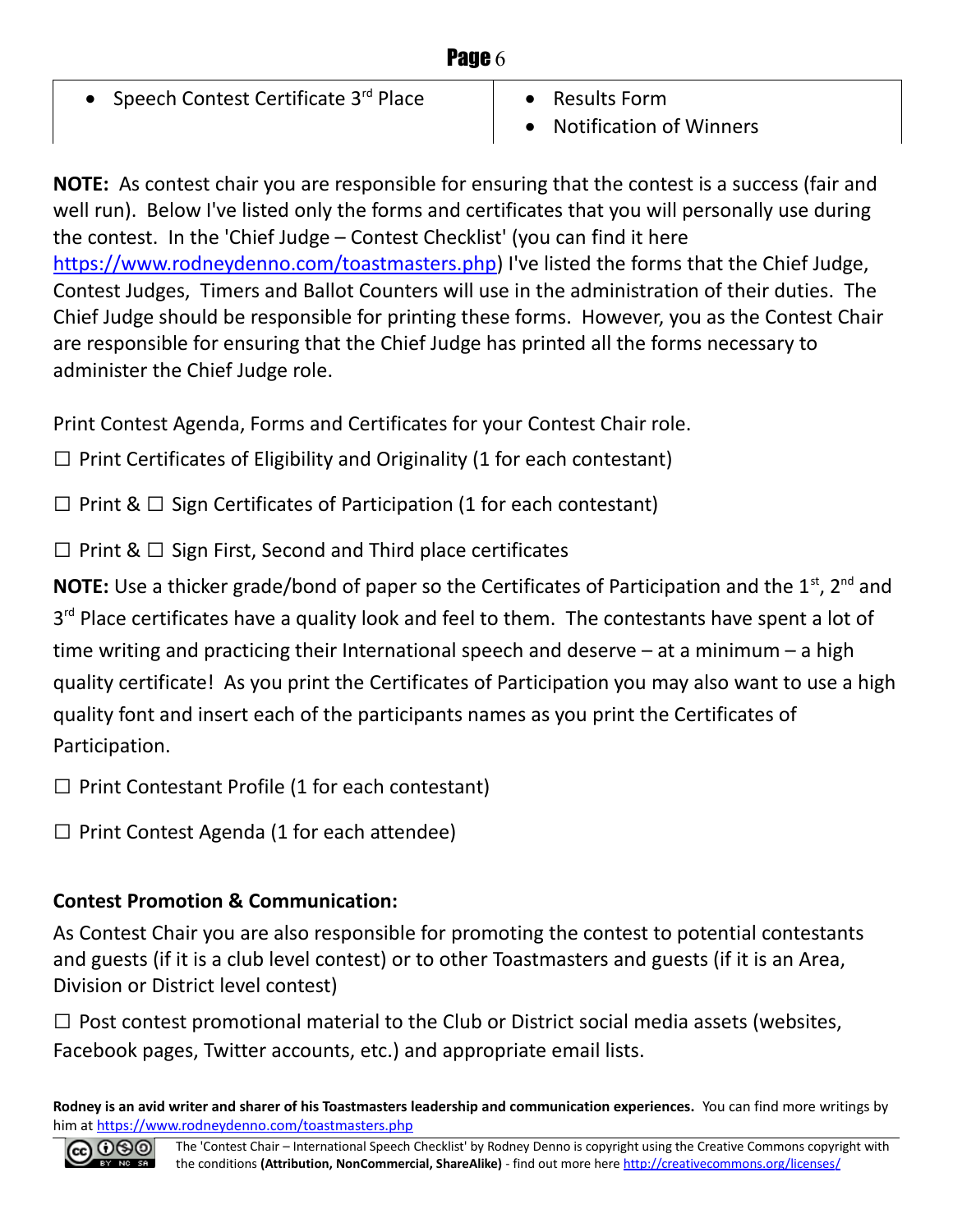| | |
|---|---|
| • Speech Contest Certificate 3rd Place | • Results Form<br>• Notification of Winners |

**NOTE:** As contest chair you are responsible for ensuring that the contest is a success (fair and well run). Below I've listed only the forms and certificates that you will personally use during the contest. In the 'Chief Judge – Contest Checklist' (you can find it here https://www.rodneydenno.com/toastmasters.php) I've listed the forms that the Chief Judge, Contest Judges, Timers and Ballot Counters will use in the administration of their duties. The Chief Judge should be responsible for printing these forms. However, you as the Contest Chair are responsible for ensuring that the Chief Judge has printed all the forms necessary to administer the Chief Judge role.

Print Contest Agenda, Forms and Certificates for your Contest Chair role.

☐ Print Certificates of Eligibility and Originality (1 for each contestant)

☐ Print & ☐ Sign Certificates of Participation (1 for each contestant)

☐ Print & ☐ Sign First, Second and Third place certificates

**NOTE:** Use a thicker grade/bond of paper so the Certificates of Participation and the 1st, 2nd and 3rd Place certificates have a quality look and feel to them. The contestants have spent a lot of time writing and practicing their International speech and deserve – at a minimum – a high quality certificate! As you print the Certificates of Participation you may also want to use a high quality font and insert each of the participants names as you print the Certificates of Participation.

☐ Print Contestant Profile (1 for each contestant)

☐ Print Contest Agenda (1 for each attendee)

**Contest Promotion & Communication:**

As Contest Chair you are also responsible for promoting the contest to potential contestants and guests (if it is a club level contest) or to other Toastmasters and guests (if it is an Area, Division or District level contest)

☐ Post contest promotional material to the Club or District social media assets (websites, Facebook pages, Twitter accounts, etc.) and appropriate email lists.

**Rodney is an avid writer and sharer of his Toastmasters leadership and communication experiences.** You can find more writings by him at https://www.rodneydenno.com/toastmasters.php

The 'Contest Chair – International Speech Checklist' by Rodney Denno is copyright using the Creative Commons copyright with the conditions **(Attribution, NonCommercial, ShareAlike)** - find out more here http://creativecommons.org/licenses/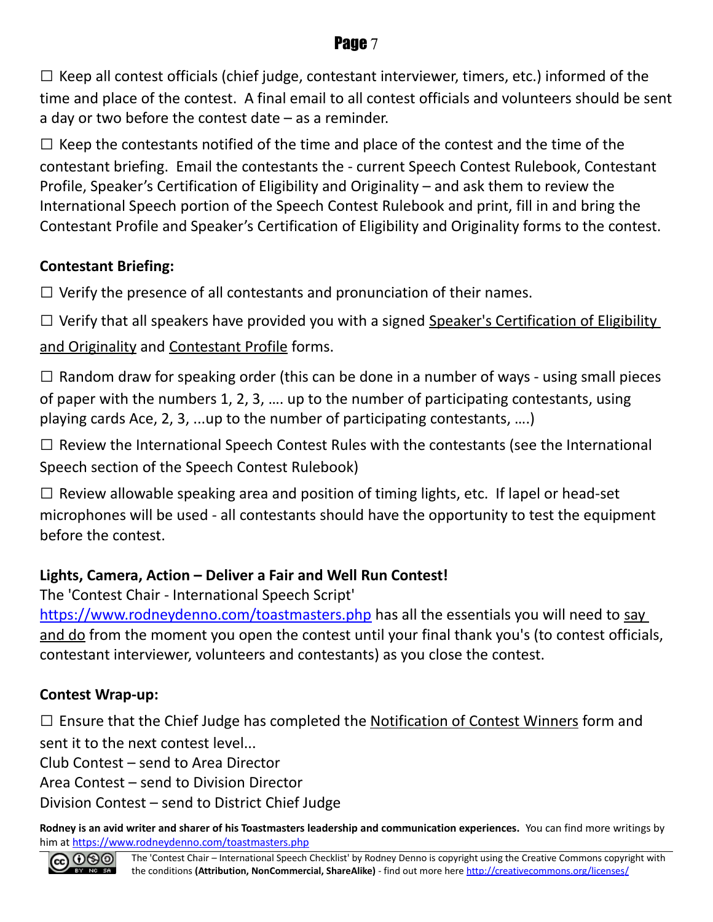☐ Keep all contest officials (chief judge, contestant interviewer, timers, etc.) informed of the time and place of the contest. A final email to all contest officials and volunteers should be sent a day or two before the contest date – as a reminder.

☐ Keep the contestants notified of the time and place of the contest and the time of the contestant briefing. Email the contestants the - current Speech Contest Rulebook, Contestant Profile, Speaker's Certification of Eligibility and Originality – and ask them to review the International Speech portion of the Speech Contest Rulebook and print, fill in and bring the Contestant Profile and Speaker's Certification of Eligibility and Originality forms to the contest.

**Contestant Briefing:**

☐ Verify the presence of all contestants and pronunciation of their names.

☐ Verify that all speakers have provided you with a signed Speaker's Certification of Eligibility and Originality and Contestant Profile forms.

☐ Random draw for speaking order (this can be done in a number of ways - using small pieces of paper with the numbers 1, 2, 3, …. up to the number of participating contestants, using playing cards Ace, 2, 3, ...up to the number of participating contestants, ….)

☐ Review the International Speech Contest Rules with the contestants (see the International Speech section of the Speech Contest Rulebook)

☐ Review allowable speaking area and position of timing lights, etc. If lapel or head-set microphones will be used - all contestants should have the opportunity to test the equipment before the contest.

**Lights, Camera, Action – Deliver a Fair and Well Run Contest!**

The 'Contest Chair - International Speech Script' https://www.rodneydenno.com/toastmasters.php has all the essentials you will need to say and do from the moment you open the contest until your final thank you's (to contest officials, contestant interviewer, volunteers and contestants) as you close the contest.

**Contest Wrap-up:**

☐ Ensure that the Chief Judge has completed the Notification of Contest Winners form and sent it to the next contest level...

Club Contest – send to Area Director
Area Contest – send to Division Director
Division Contest – send to District Chief Judge

**Rodney is an avid writer and sharer of his Toastmasters leadership and communication experiences.** You can find more writings by him at https://www.rodneydenno.com/toastmasters.php

The 'Contest Chair – International Speech Checklist' by Rodney Denno is copyright using the Creative Commons copyright with the conditions **(Attribution, NonCommercial, ShareAlike)** - find out more here http://creativecommons.org/licenses/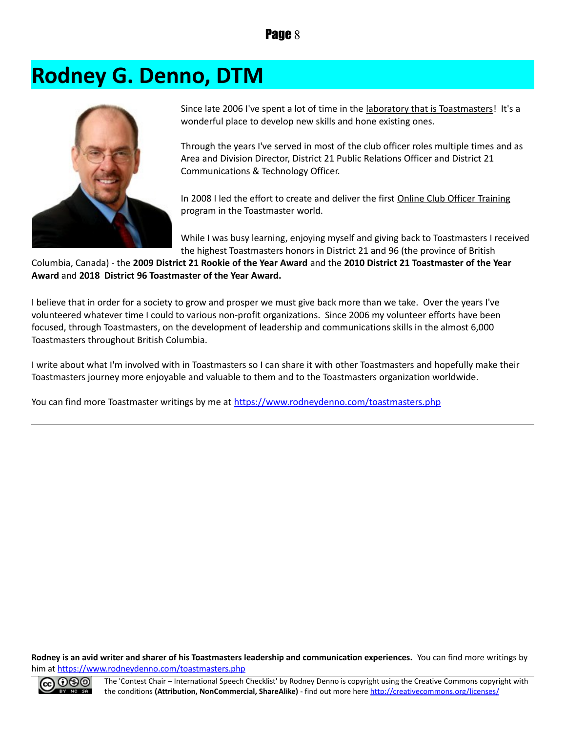# Rodney G. Denno, DTM

Since late 2006 I've spent a lot of time in the laboratory that is Toastmasters! It's a wonderful place to develop new skills and hone existing ones.

Through the years I've served in most of the club officer roles multiple times and as Area and Division Director, District 21 Public Relations Officer and District 21 Communications & Technology Officer.

In 2008 I led the effort to create and deliver the first Online Club Officer Training program in the Toastmaster world.

While I was busy learning, enjoying myself and giving back to Toastmasters I received the highest Toastmasters honors in District 21 and 96 (the province of British Columbia, Canada) - the **2009 District 21 Rookie of the Year Award** and the **2010 District 21 Toastmaster of the Year Award** and **2018 District 96 Toastmaster of the Year Award.**

I believe that in order for a society to grow and prosper we must give back more than we take. Over the years I've volunteered whatever time I could to various non-profit organizations. Since 2006 my volunteer efforts have been focused, through Toastmasters, on the development of leadership and communications skills in the almost 6,000 Toastmasters throughout British Columbia.

I write about what I'm involved with in Toastmasters so I can share it with other Toastmasters and hopefully make their Toastmasters journey more enjoyable and valuable to them and to the Toastmasters organization worldwide.

You can find more Toastmaster writings by me at https://www.rodneydenno.com/toastmasters.php

---

**Rodney is an avid writer and sharer of his Toastmasters leadership and communication experiences.** You can find more writings by him at https://www.rodneydenno.com/toastmasters.php

The 'Contest Chair – International Speech Checklist' by Rodney Denno is copyright using the Creative Commons copyright with the conditions **(Attribution, NonCommercial, ShareAlike)** - find out more here http://creativecommons.org/licenses/